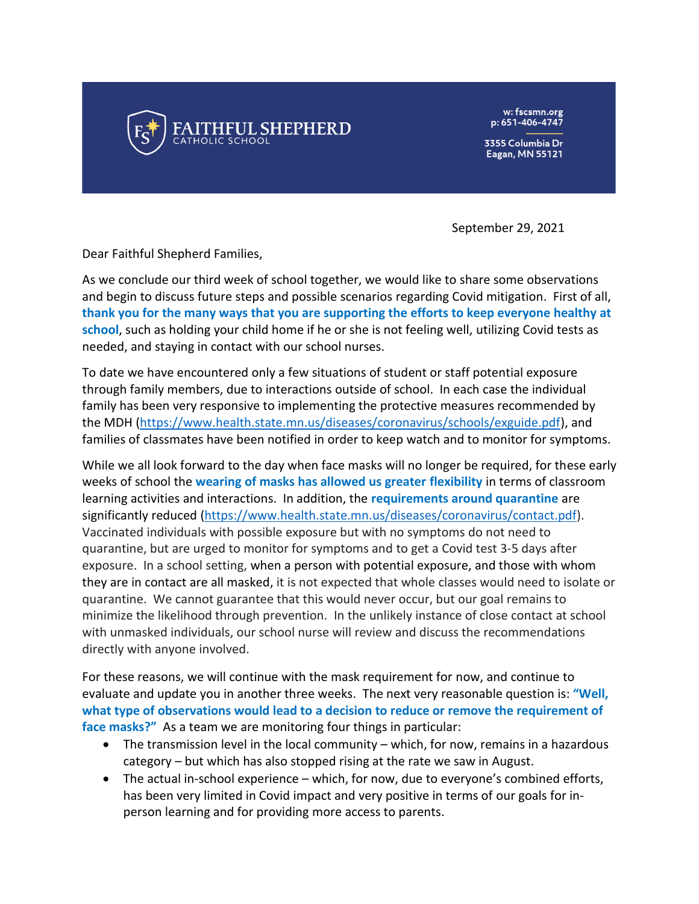**FAITHFUL SHEPHERD**
CATHOLIC SCHOOL

w: fscsmn.org
p: 651-406-4747

3355 Columbia Dr
Eagan, MN 55121

September 29, 2021

Dear Faithful Shepherd Families,

As we conclude our third week of school together, we would like to share some observations and begin to discuss future steps and possible scenarios regarding Covid mitigation. First of all, **thank you for the many ways that you are supporting the efforts to keep everyone healthy at school**, such as holding your child home if he or she is not feeling well, utilizing Covid tests as needed, and staying in contact with our school nurses.

To date we have encountered only a few situations of student or staff potential exposure through family members, due to interactions outside of school. In each case the individual family has been very responsive to implementing the protective measures recommended by the MDH (https://www.health.state.mn.us/diseases/coronavirus/schools/exguide.pdf), and families of classmates have been notified in order to keep watch and to monitor for symptoms.

While we all look forward to the day when face masks will no longer be required, for these early weeks of school the **wearing of masks has allowed us greater flexibility** in terms of classroom learning activities and interactions. In addition, the **requirements around quarantine** are significantly reduced (https://www.health.state.mn.us/diseases/coronavirus/contact.pdf). Vaccinated individuals with possible exposure but with no symptoms do not need to quarantine, but are urged to monitor for symptoms and to get a Covid test 3-5 days after exposure. In a school setting, when a person with potential exposure, and those with whom they are in contact are all masked, it is not expected that whole classes would need to isolate or quarantine. We cannot guarantee that this would never occur, but our goal remains to minimize the likelihood through prevention. In the unlikely instance of close contact at school with unmasked individuals, our school nurse will review and discuss the recommendations directly with anyone involved.

For these reasons, we will continue with the mask requirement for now, and continue to evaluate and update you in another three weeks. The next very reasonable question is: **"Well, what type of observations would lead to a decision to reduce or remove the requirement of face masks?"** As a team we are monitoring four things in particular:

- The transmission level in the local community – which, for now, remains in a hazardous category – but which has also stopped rising at the rate we saw in August.
- The actual in-school experience – which, for now, due to everyone's combined efforts, has been very limited in Covid impact and very positive in terms of our goals for in-person learning and for providing more access to parents.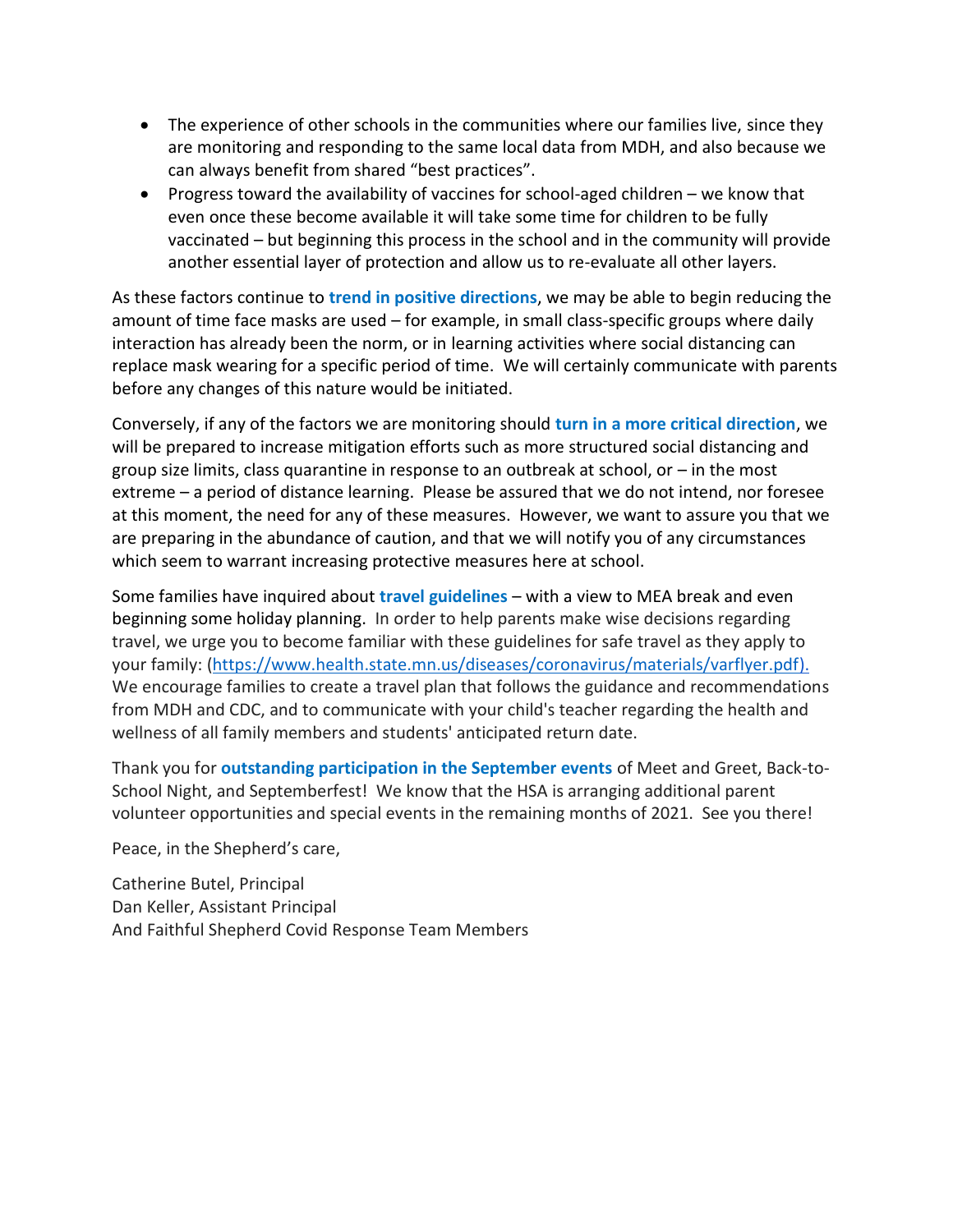- The experience of other schools in the communities where our families live, since they are monitoring and responding to the same local data from MDH, and also because we can always benefit from shared "best practices".
- Progress toward the availability of vaccines for school-aged children – we know that even once these become available it will take some time for children to be fully vaccinated – but beginning this process in the school and in the community will provide another essential layer of protection and allow us to re-evaluate all other layers.

As these factors continue to **trend in positive directions**, we may be able to begin reducing the amount of time face masks are used – for example, in small class-specific groups where daily interaction has already been the norm, or in learning activities where social distancing can replace mask wearing for a specific period of time. We will certainly communicate with parents before any changes of this nature would be initiated.

Conversely, if any of the factors we are monitoring should **turn in a more critical direction**, we will be prepared to increase mitigation efforts such as more structured social distancing and group size limits, class quarantine in response to an outbreak at school, or – in the most extreme – a period of distance learning. Please be assured that we do not intend, nor foresee at this moment, the need for any of these measures. However, we want to assure you that we are preparing in the abundance of caution, and that we will notify you of any circumstances which seem to warrant increasing protective measures here at school.

Some families have inquired about **travel guidelines** – with a view to MEA break and even beginning some holiday planning. In order to help parents make wise decisions regarding travel, we urge you to become familiar with these guidelines for safe travel as they apply to your family: (https://www.health.state.mn.us/diseases/coronavirus/materials/varflyer.pdf). We encourage families to create a travel plan that follows the guidance and recommendations from MDH and CDC, and to communicate with your child's teacher regarding the health and wellness of all family members and students' anticipated return date.

Thank you for **outstanding participation in the September events** of Meet and Greet, Back-to-School Night, and Septemberfest! We know that the HSA is arranging additional parent volunteer opportunities and special events in the remaining months of 2021. See you there!

Peace, in the Shepherd's care,

Catherine Butel, Principal
Dan Keller, Assistant Principal
And Faithful Shepherd Covid Response Team Members